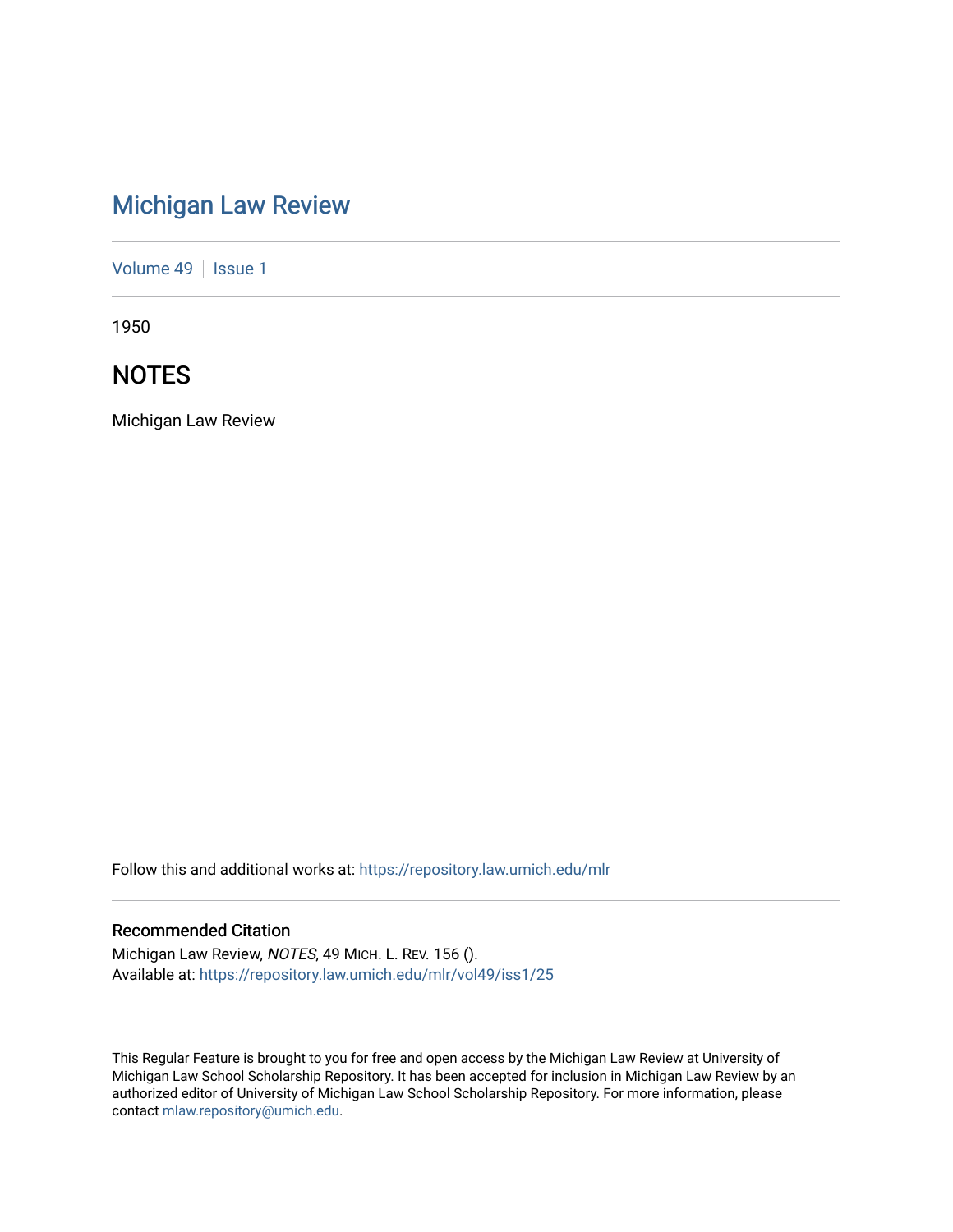# Michigan Law Review

Volume 49 | Issue 1

1950

## NOTES

Michigan Law Review

Follow this and additional works at: https://repository.law.umich.edu/mlr

### Recommended Citation

Michigan Law Review, *NOTES*, 49 MICH. L. REV. 156 ().
Available at: https://repository.law.umich.edu/mlr/vol49/iss1/25

This Regular Feature is brought to you for free and open access by the Michigan Law Review at University of Michigan Law School Scholarship Repository. It has been accepted for inclusion in Michigan Law Review by an authorized editor of University of Michigan Law School Scholarship Repository. For more information, please contact mlaw.repository@umich.edu.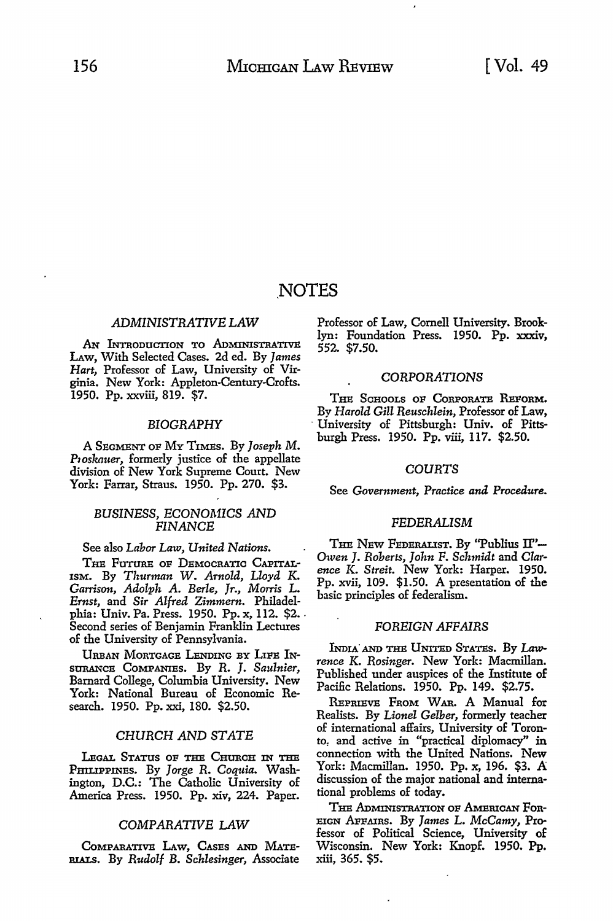# NOTES

## *ADMINISTRATIVE LAW*

AN INTRODUCTION TO ADMINISTRATIVE LAW, With Selected Cases. 2d ed. By *James Hart,* Professor of Law, University of Virginia. New York: Appleton-Century-Crofts. 1950. Pp. xxviii, 819. $7.

## *BIOGRAPHY*

A SEGMENT OF MY TIMES. By *Joseph M. Proskauer,* formerly justice of the appellate division of New York Supreme Court. New York: Farrar, Straus. 1950. Pp. 270. $3.

## *BUSINESS, ECONOMICS AND FINANCE*

See also *Labor Law, United Nations.*

THE FUTURE OF DEMOCRATIC CAPITALISM. By *Thurman W. Arnold, Lloyd K. Garrison, Adolph A. Berle, Jr., Morris L. Ernst,* and *Sir Alfred Zimmern.* Philadelphia: Univ. Pa. Press. 1950. Pp. x, 112. $2. Second series of Benjamin Franklin Lectures of the University of Pennsylvania.

URBAN MORTGAGE LENDING BY LIFE INSURANCE COMPANIES. By *R. J. Saulnier,* Barnard College, Columbia University. New York: National Bureau of Economic Research. 1950. Pp. xxi, 180. $2.50.

## *CHURCH AND STATE*

LEGAL STATUS OF THE CHURCH IN THE PHILIPPINES. By *Jorge R. Coquia.* Washington, D.C.: The Catholic University of America Press. 1950. Pp. xiv, 224. Paper.

## *COMPARATIVE LAW*

COMPARATIVE LAW, CASES AND MATERIALS. By *Rudolf B. Schlesinger,* Associate Professor of Law, Cornell University. Brooklyn: Foundation Press. 1950. Pp. xxxiv, 552. $7.50.

## *CORPORATIONS*

THE SCHOOLS OF CORPORATE REFORM. By *Harold Gill Reuschlein,* Professor of Law, University of Pittsburgh: Univ. of Pittsburgh Press. 1950. Pp. viii, 117. $2.50.

## *COURTS*

See *Government, Practice and Procedure.*

## *FEDERALISM*

THE NEW FEDERALIST. By "Publius II"—*Owen J. Roberts, John F. Schmidt* and *Clarence K. Streit.* New York: Harper. 1950. Pp. xvii, 109. $1.50. A presentation of the basic principles of federalism.

## *FOREIGN AFFAIRS*

INDIA AND THE UNITED STATES. By *Lawrence K. Rosinger.* New York: Macmillan. Published under auspices of the Institute of Pacific Relations. 1950. Pp. 149. $2.75.

REPRIEVE FROM WAR. A Manual for Realists. By *Lionel Gelber,* formerly teacher of international affairs, University of Toronto, and active in "practical diplomacy" in connection with the United Nations. New York: Macmillan. 1950. Pp. x, 196. $3. A discussion of the major national and international problems of today.

THE ADMINISTRATION OF AMERICAN FOREIGN AFFAIRS. By *James L. McCamy,* Professor of Political Science, University of Wisconsin. New York: Knopf. 1950. Pp. xiii, 365. $5.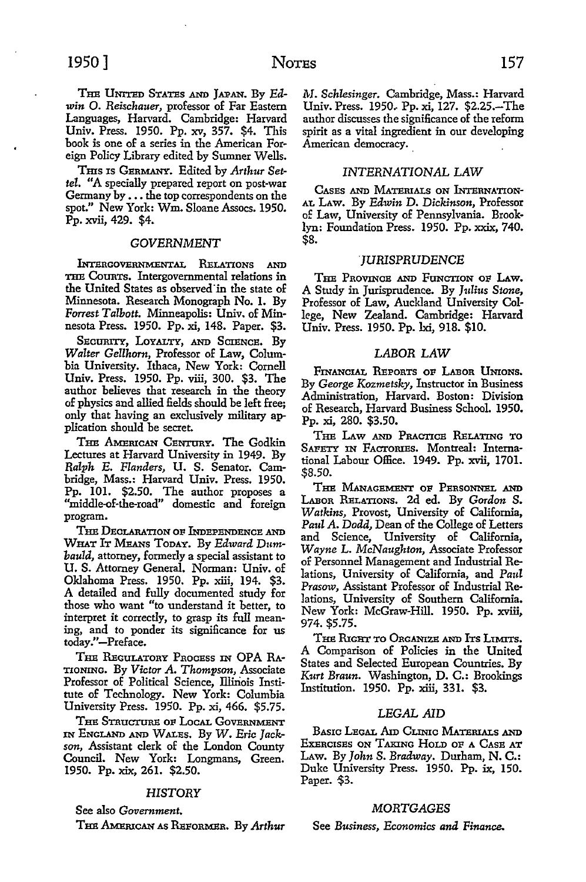THE UNITED STATES AND JAPAN. By *Edwin O. Reischauer,* professor of Far Eastern Languages, Harvard. Cambridge: Harvard Univ. Press. 1950. Pp. xv, 357. $4. This book is one of a series in the American Foreign Policy Library edited by Sumner Wells.

THIS IS GERMANY. Edited by *Arthur Settel.* "A specially prepared report on post-war Germany by . . . the top correspondents on the spot." New York: Wm. Sloane Assocs. 1950. Pp. xvii, 429. $4.

### *GOVERNMENT*

INTERGOVERNMENTAL RELATIONS AND THE COURTS. Intergovernmental relations in the United States as observed in the state of Minnesota. Research Monograph No. 1. By *Forrest Talbott.* Minneapolis: Univ. of Minnesota Press. 1950. Pp. xi, 148. Paper. $3.

SECURITY, LOYALTY, AND SCIENCE. By *Walter Gellhorn,* Professor of Law, Columbia University. Ithaca, New York: Cornell Univ. Press. 1950. Pp. viii, 300. $3. The author believes that research in the theory of physics and allied fields should be left free; only that having an exclusively military application should be secret.

THE AMERICAN CENTURY. The Godkin Lectures at Harvard University in 1949. By *Ralph E. Flanders,* U. S. Senator. Cambridge, Mass.: Harvard Univ. Press. 1950. Pp. 101. $2.50. The author proposes a "middle-of-the-road" domestic and foreign program.

THE DECLARATION OF INDEPENDENCE AND WHAT IT MEANS TODAY. By *Edward Dumbauld,* attorney, formerly a special assistant to U. S. Attorney General. Norman: Univ. of Oklahoma Press. 1950. Pp. xiii, 194. $3. A detailed and fully documented study for those who want "to understand it better, to interpret it correctly, to grasp its full meaning, and to ponder its significance for us today."—Preface.

THE REGULATORY PROCESS IN OPA RATIONING. By *Victor A. Thompson,* Associate Professor of Political Science, Illinois Institute of Technology. New York: Columbia University Press. 1950. Pp. xi, 466. $5.75.

THE STRUCTURE OF LOCAL GOVERNMENT IN ENGLAND AND WALES. By *W. Eric Jackson,* Assistant clerk of the London County Council. New York: Longmans, Green. 1950. Pp. xix, 261. $2.50.

### *HISTORY*

See also *Government.*

THE AMERICAN AS REFORMER. By *Arthur M. Schlesinger.* Cambridge, Mass.: Harvard Univ. Press. 1950. Pp. xi, 127. $2.25.—The author discusses the significance of the reform spirit as a vital ingredient in our developing American democracy.

### *INTERNATIONAL LAW*

CASES AND MATERIALS ON INTERNATIONAL LAW. By *Edwin D. Dickinson,* Professor of Law, University of Pennsylvania. Brooklyn: Foundation Press. 1950. Pp. xxix, 740. $8.

### *JURISPRUDENCE*

THE PROVINCE AND FUNCTION OF LAW. A Study in Jurisprudence. By *Julius Stone,* Professor of Law, Auckland University College, New Zealand. Cambridge: Harvard Univ. Press. 1950. Pp. lxi, 918. $10.

### *LABOR LAW*

FINANCIAL REPORTS OF LABOR UNIONS. By *George Kozmetsky,* Instructor in Business Administration, Harvard. Boston: Division of Research, Harvard Business School. 1950. Pp. xi, 280. $3.50.

THE LAW AND PRACTICE RELATING TO SAFETY IN FACTORIES. Montreal: International Labour Office. 1949. Pp. xvii, 1701. $8.50.

THE MANAGEMENT OF PERSONNEL AND LABOR RELATIONS. 2d ed. By *Gordon S. Watkins,* Provost, University of California, *Paul A. Dodd,* Dean of the College of Letters and Science, University of California, *Wayne L. McNaughton,* Associate Professor of Personnel Management and Industrial Relations, University of California, and *Paul Prasow,* Assistant Professor of Industrial Relations, University of Southern California. New York: McGraw-Hill. 1950. Pp. xviii, 974. $5.75.

THE RIGHT TO ORGANIZE AND ITS LIMITS. A Comparison of Policies in the United States and Selected European Countries. By *Kurt Braun.* Washington, D. C.: Brookings Institution. 1950. Pp. xiii, 331. $3.

### *LEGAL AID*

BASIC LEGAL AID CLINIC MATERIALS AND EXERCISES ON TAKING HOLD OF A CASE AT LAW. By *John S. Bradway.* Durham, N. C.: Duke University Press. 1950. Pp. ix, 150. Paper. $3.

### *MORTGAGES*

See *Business, Economics and Finance.*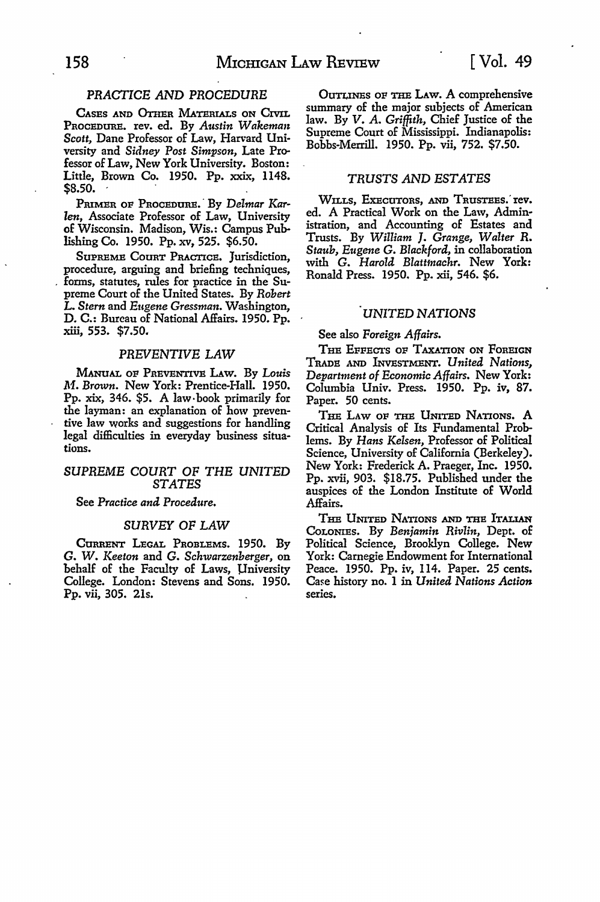### PRACTICE AND PROCEDURE

CASES AND OTHER MATERIALS ON CIVIL PROCEDURE. rev. ed. By *Austin Wakeman Scott,* Dane Professor of Law, Harvard University and *Sidney Post Simpson,* Late Professor of Law, New York University. Boston: Little, Brown Co. 1950. Pp. xxix, 1148. $8.50.

PRIMER OF PROCEDURE. By *Delmar Karlen,* Associate Professor of Law, University of Wisconsin. Madison, Wis.: Campus Publishing Co. 1950. Pp. xv, 525. $6.50.

SUPREME COURT PRACTICE. Jurisdiction, procedure, arguing and briefing techniques, forms, statutes, rules for practice in the Supreme Court of the United States. By *Robert L. Stern* and *Eugene Gressman.* Washington, D. C.: Bureau of National Affairs. 1950. Pp. xiii, 553. $7.50.

### PREVENTIVE LAW

MANUAL OF PREVENTIVE LAW. By *Louis M. Brown.* New York: Prentice-Hall. 1950. Pp. xix, 346. $5. A law-book primarily for the layman: an explanation of how preventive law works and suggestions for handling legal difficulties in everyday business situations.

### SUPREME COURT OF THE UNITED STATES

See *Practice and Procedure.*

### SURVEY OF LAW

CURRENT LEGAL PROBLEMS. 1950. By *G. W. Keeton* and *G. Schwarzenberger,* on behalf of the Faculty of Laws, University College. London: Stevens and Sons. 1950. Pp. vii, 305. 21s.

OUTLINES OF THE LAW. A comprehensive summary of the major subjects of American law. By *V. A. Griffith,* Chief Justice of the Supreme Court of Mississippi. Indianapolis: Bobbs-Merrill. 1950. Pp. vii, 752. $7.50.

### TRUSTS AND ESTATES

WILLS, EXECUTORS, AND TRUSTEES. rev. ed. A Practical Work on the Law, Administration, and Accounting of Estates and Trusts. By *William J. Grange, Walter R. Staub, Eugene G. Blackford,* in collaboration with *G. Harold Blattmachr.* New York: Ronald Press. 1950. Pp. xii, 546. $6.

### UNITED NATIONS

See also *Foreign Affairs.*

THE EFFECTS OF TAXATION ON FOREIGN TRADE AND INVESTMENT. *United Nations, Department of Economic Affairs.* New York: Columbia Univ. Press. 1950. Pp. iv, 87. Paper. 50 cents.

THE LAW OF THE UNITED NATIONS. A Critical Analysis of Its Fundamental Problems. By *Hans Kelsen,* Professor of Political Science, University of California (Berkeley). New York: Frederick A. Praeger, Inc. 1950. Pp. xvii, 903. $18.75. Published under the auspices of the London Institute of World Affairs.

THE UNITED NATIONS AND THE ITALIAN COLONIES. By *Benjamin Rivlin,* Dept. of Political Science, Brooklyn College. New York: Carnegie Endowment for International Peace. 1950. Pp. iv, 114. Paper. 25 cents. Case history no. 1 in *United Nations Action* series.